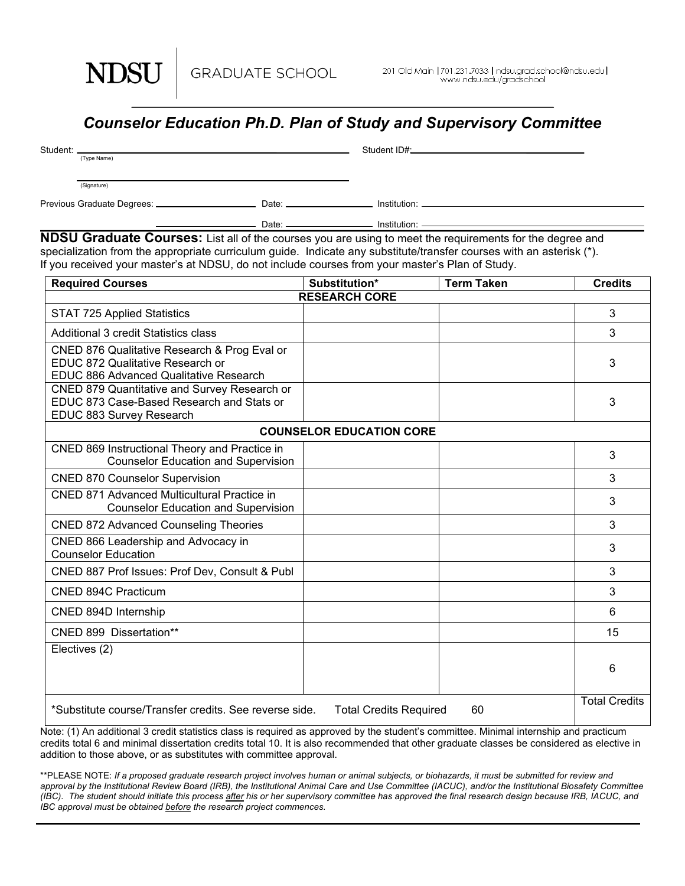NDSU | GRADUATE SCHOOL

201 Old Main | 701.231.7033 | ndsu.grad.school@ndsu.edu | www.ndsu.edu/gradschool

## *Counselor Education Ph.D. Plan of Study and Supervisory Committee*

Student: ______________________________ Student ID#: ______________________________
(Type Name)

______________________________
(Signature)

Previous Graduate Degrees: ____________________ Date: ______________ Institution: ______________________________

____________________ Date: ______________ Institution: ______________________________

**NDSU Graduate Courses:** List all of the courses you are using to meet the requirements for the degree and specialization from the appropriate curriculum guide. Indicate any substitute/transfer courses with an asterisk (*). If you received your master's at NDSU, do not include courses from your master's Plan of Study.

| Required Courses | Substitution* | Term Taken | Credits |
|---|---|---|---|
| **RESEARCH CORE** | | | |
| STAT 725 Applied Statistics | | | 3 |
| Additional 3 credit Statistics class | | | 3 |
| CNED 876 Qualitative Research & Prog Eval or EDUC 872 Qualitative Research or EDUC 886 Advanced Qualitative Research | | | 3 |
| CNED 879 Quantitative and Survey Research or EDUC 873 Case-Based Research and Stats or EDUC 883 Survey Research | | | 3 |
| **COUNSELOR EDUCATION CORE** | | | |
| CNED 869 Instructional Theory and Practice in Counselor Education and Supervision | | | 3 |
| CNED 870 Counselor Supervision | | | 3 |
| CNED 871 Advanced Multicultural Practice in Counselor Education and Supervision | | | 3 |
| CNED 872 Advanced Counseling Theories | | | 3 |
| CNED 866 Leadership and Advocacy in Counselor Education | | | 3 |
| CNED 887 Prof Issues: Prof Dev, Consult & Publ | | | 3 |
| CNED 894C Practicum | | | 3 |
| CNED 894D Internship | | | 6 |
| CNED 899 Dissertation** | | | 15 |
| Electives (2) | | | 6 |
| *Substitute course/Transfer credits. See reverse side. | Total Credits Required | 60 | Total Credits |

Note: (1) An additional 3 credit statistics class is required as approved by the student's committee. Minimal internship and practicum credits total 6 and minimal dissertation credits total 10. It is also recommended that other graduate classes be considered as elective in addition to those above, or as substitutes with committee approval.

**PLEASE NOTE: *If a proposed graduate research project involves human or animal subjects, or biohazards, it must be submitted for review and approval by the Institutional Review Board (IRB), the Institutional Animal Care and Use Committee (IACUC), and/or the Institutional Biosafety Committee (IBC). The student should initiate this process <u>after</u> his or her supervisory committee has approved the final research design because IRB, IACUC, and IBC approval must be obtained <u>before</u> the research project commences.*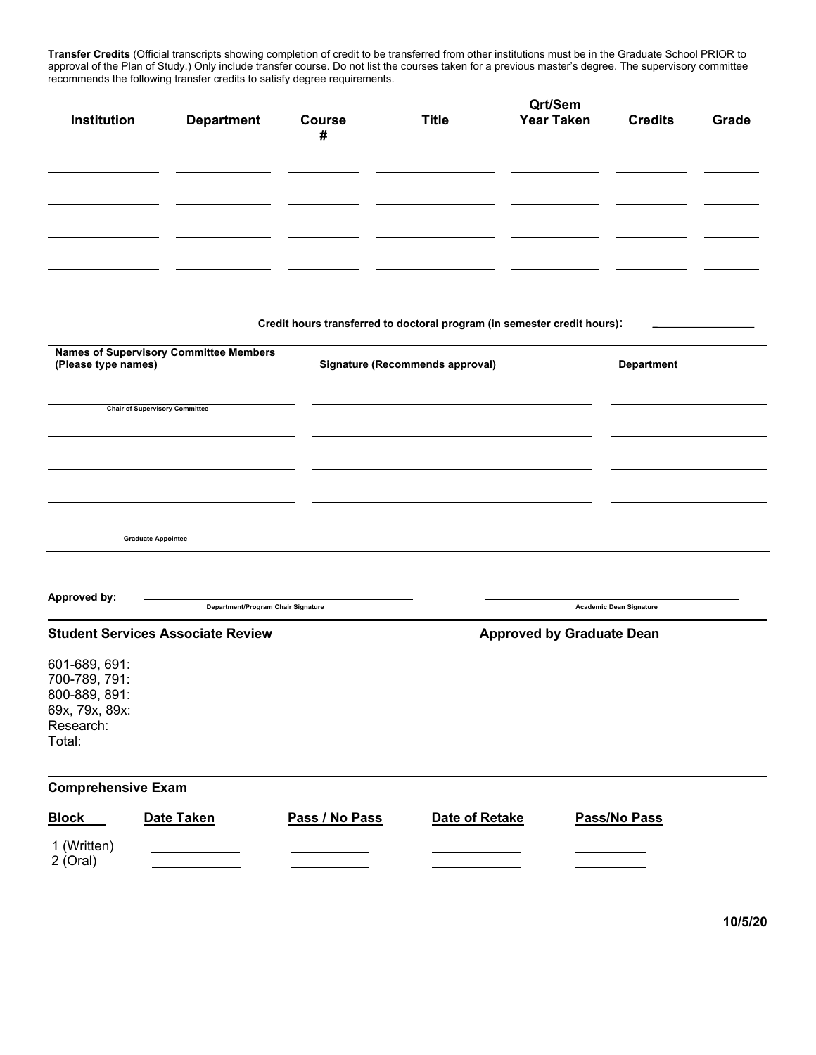**Transfer Credits** (Official transcripts showing completion of credit to be transferred from other institutions must be in the Graduate School PRIOR to approval of the Plan of Study.) Only include transfer course. Do not list the courses taken for a previous master's degree. The supervisory committee recommends the following transfer credits to satisfy degree requirements.

| Institution | Department | Course # | Title | Qrt/Sem Year Taken | Credits | Grade |
|---|---|---|---|---|---|---|
| | | | | | | |
| | | | | | | |
| | | | | | | |
| | | | | | | |
| | | | | | | |
| | | | | | | |

**Credit hours transferred to doctoral program (in semester credit hours):** ________________

| Names of Supervisory Committee Members (Please type names) | Signature (Recommends approval) | Department |
|---|---|---|
| Chair of Supervisory Committee | | |
| | | |
| | | |
| | | |
| Graduate Appointee | | |

**Approved by:** ______________________________ Department/Program Chair Signature ______________________________ Academic Dean Signature

**Student Services Associate Review** **Approved by Graduate Dean**

601-689, 691:
700-789, 791:
800-889, 891:
69x, 79x, 89x:
Research:
Total:

## Comprehensive Exam

| Block | Date Taken | Pass / No Pass | Date of Retake | Pass/No Pass |
|---|---|---|---|---|
| 1 (Written) | | | | |
| 2 (Oral) | | | | |

10/5/20